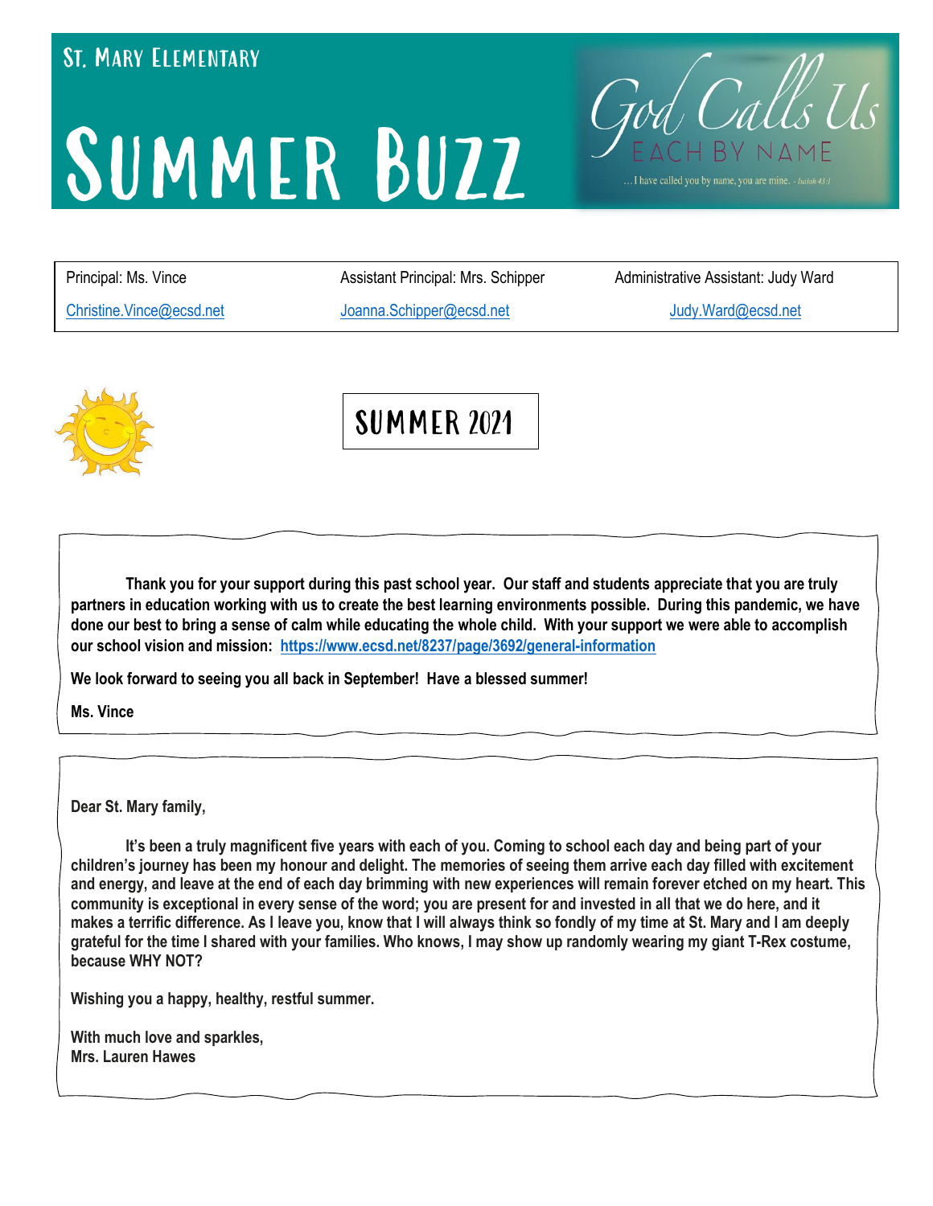St. Mary Elementary

# Summer Buzz

God Calls Us
EACH BY NAME
…I have called you by name, you are mine. - Isaiah 43:1

| Principal: Ms. Vince | Assistant Principal: Mrs. Schipper | Administrative Assistant: Judy Ward |
| --- | --- | --- |
| Christine.Vince@ecsd.net | Joanna.Schipper@ecsd.net | Judy.Ward@ecsd.net |

## Summer 2021

**Thank you for your support during this past school year. Our staff and students appreciate that you are truly partners in education working with us to create the best learning environments possible. During this pandemic, we have done our best to bring a sense of calm while educating the whole child. With your support we were able to accomplish our school vision and mission: https://www.ecsd.net/8237/page/3692/general-information**

**We look forward to seeing you all back in September! Have a blessed summer!**

**Ms. Vince**

**Dear St. Mary family,**

**It's been a truly magnificent five years with each of you. Coming to school each day and being part of your children's journey has been my honour and delight. The memories of seeing them arrive each day filled with excitement and energy, and leave at the end of each day brimming with new experiences will remain forever etched on my heart. This community is exceptional in every sense of the word; you are present for and invested in all that we do here, and it makes a terrific difference. As I leave you, know that I will always think so fondly of my time at St. Mary and I am deeply grateful for the time I shared with your families. Who knows, I may show up randomly wearing my giant T-Rex costume, because WHY NOT?**

**Wishing you a happy, healthy, restful summer.**

**With much love and sparkles,**
**Mrs. Lauren Hawes**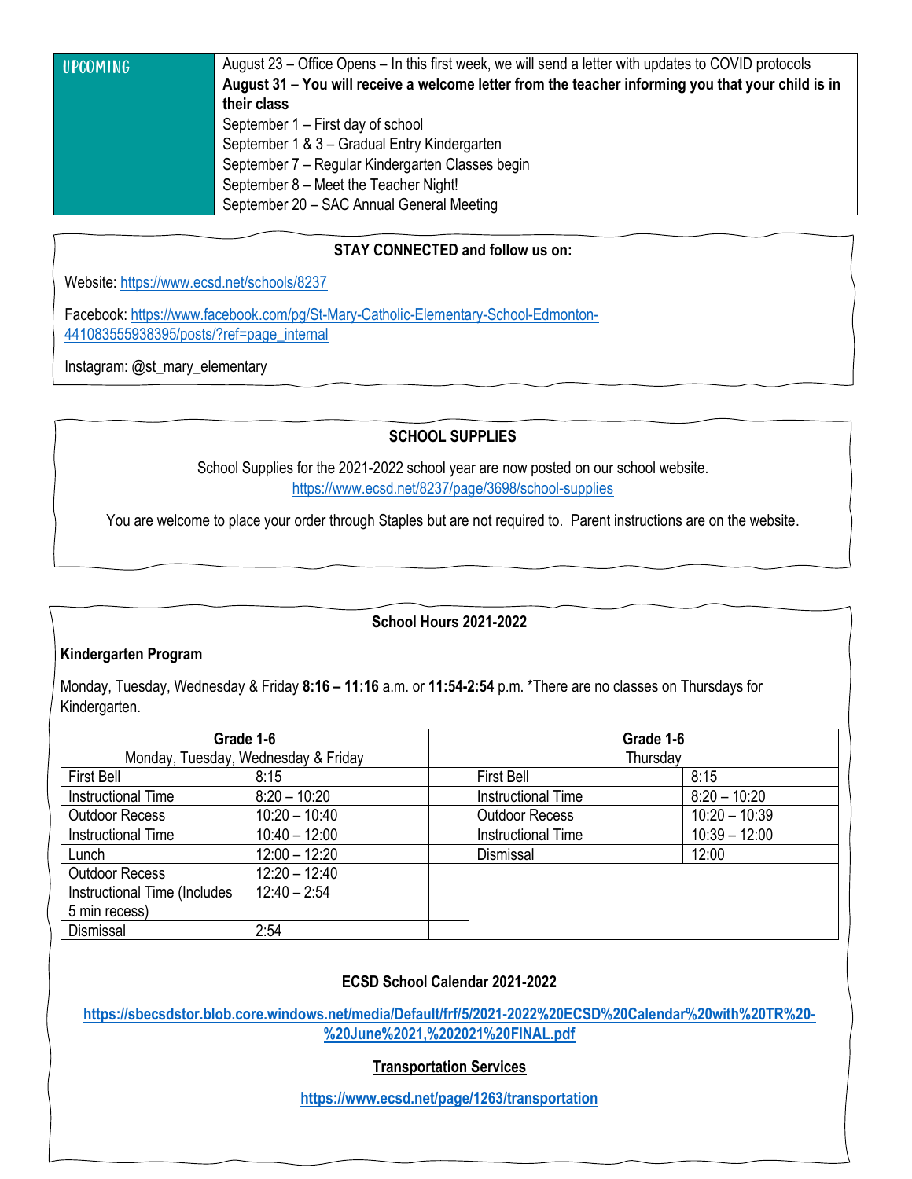| UPCOMING | |
|---|---|
| | August 23 – Office Opens – In this first week, we will send a letter with updates to COVID protocols<br>**August 31 – You will receive a welcome letter from the teacher informing you that your child is in their class**<br>September 1 – First day of school<br>September 1 & 3 – Gradual Entry Kindergarten<br>September 7 – Regular Kindergarten Classes begin<br>September 8 – Meet the Teacher Night!<br>September 20 – SAC Annual General Meeting |

**STAY CONNECTED and follow us on:**

Website: https://www.ecsd.net/schools/8237

Facebook: https://www.facebook.com/pg/St-Mary-Catholic-Elementary-School-Edmonton-441083555938395/posts/?ref=page_internal

Instagram: @st_mary_elementary

**SCHOOL SUPPLIES**

School Supplies for the 2021-2022 school year are now posted on our school website.
https://www.ecsd.net/8237/page/3698/school-supplies

You are welcome to place your order through Staples but are not required to. Parent instructions are on the website.

**School Hours 2021-2022**

**Kindergarten Program**

Monday, Tuesday, Wednesday & Friday **8:16 – 11:16** a.m. or **11:54-2:54** p.m. *There are no classes on Thursdays for Kindergarten.

| **Grade 1-6** Monday, Tuesday, Wednesday & Friday | |
|---|---|
| First Bell | 8:15 |
| Instructional Time | 8:20 – 10:20 |
| Outdoor Recess | 10:20 – 10:40 |
| Instructional Time | 10:40 – 12:00 |
| Lunch | 12:00 – 12:20 |
| Outdoor Recess | 12:20 – 12:40 |
| Instructional Time (Includes 5 min recess) | 12:40 – 2:54 |
| Dismissal | 2:54 |

| **Grade 1-6** Thursday | |
|---|---|
| First Bell | 8:15 |
| Instructional Time | 8:20 – 10:20 |
| Outdoor Recess | 10:20 – 10:39 |
| Instructional Time | 10:39 – 12:00 |
| Dismissal | 12:00 |

**ECSD School Calendar 2021-2022**

**https://sbecsdstor.blob.core.windows.net/media/Default/frf/5/2021-2022%20ECSD%20Calendar%20with%20TR%20-%20June%2021,%202021%20FINAL.pdf**

**Transportation Services**

**https://www.ecsd.net/page/1263/transportation**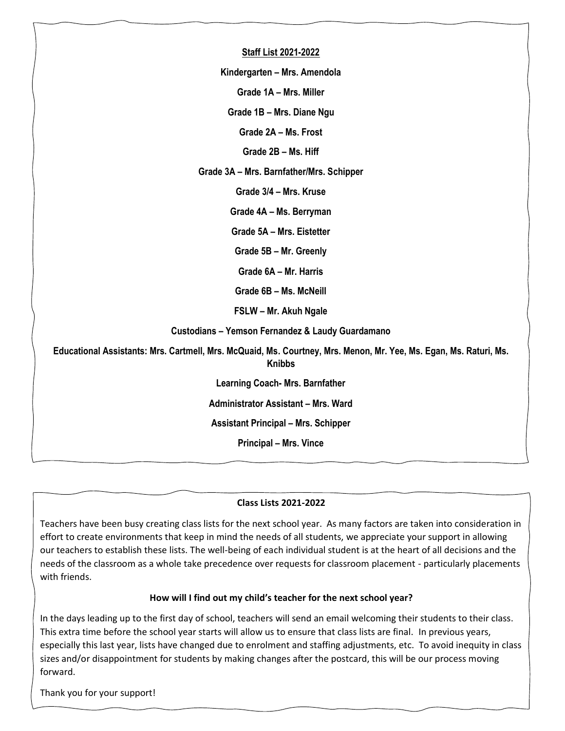## Staff List 2021-2022

**Kindergarten – Mrs. Amendola**

**Grade 1A – Mrs. Miller**

**Grade 1B – Mrs. Diane Ngu**

**Grade 2A – Ms. Frost**

**Grade 2B – Ms. Hiff**

**Grade 3A – Mrs. Barnfather/Mrs. Schipper**

**Grade 3/4 – Mrs. Kruse**

**Grade 4A – Ms. Berryman**

**Grade 5A – Mrs. Eistetter**

**Grade 5B – Mr. Greenly**

**Grade 6A – Mr. Harris**

**Grade 6B – Ms. McNeill**

**FSLW – Mr. Akuh Ngale**

**Custodians – Yemson Fernandez & Laudy Guardamano**

**Educational Assistants: Mrs. Cartmell, Mrs. McQuaid, Ms. Courtney, Mrs. Menon, Mr. Yee, Ms. Egan, Ms. Raturi, Ms. Knibbs**

**Learning Coach- Mrs. Barnfather**

**Administrator Assistant – Mrs. Ward**

**Assistant Principal – Mrs. Schipper**

**Principal – Mrs. Vince**

## Class Lists 2021-2022

Teachers have been busy creating class lists for the next school year. As many factors are taken into consideration in effort to create environments that keep in mind the needs of all students, we appreciate your support in allowing our teachers to establish these lists. The well-being of each individual student is at the heart of all decisions and the needs of the classroom as a whole take precedence over requests for classroom placement - particularly placements with friends.

### How will I find out my child's teacher for the next school year?

In the days leading up to the first day of school, teachers will send an email welcoming their students to their class. This extra time before the school year starts will allow us to ensure that class lists are final. In previous years, especially this last year, lists have changed due to enrolment and staffing adjustments, etc. To avoid inequity in class sizes and/or disappointment for students by making changes after the postcard, this will be our process moving forward.

Thank you for your support!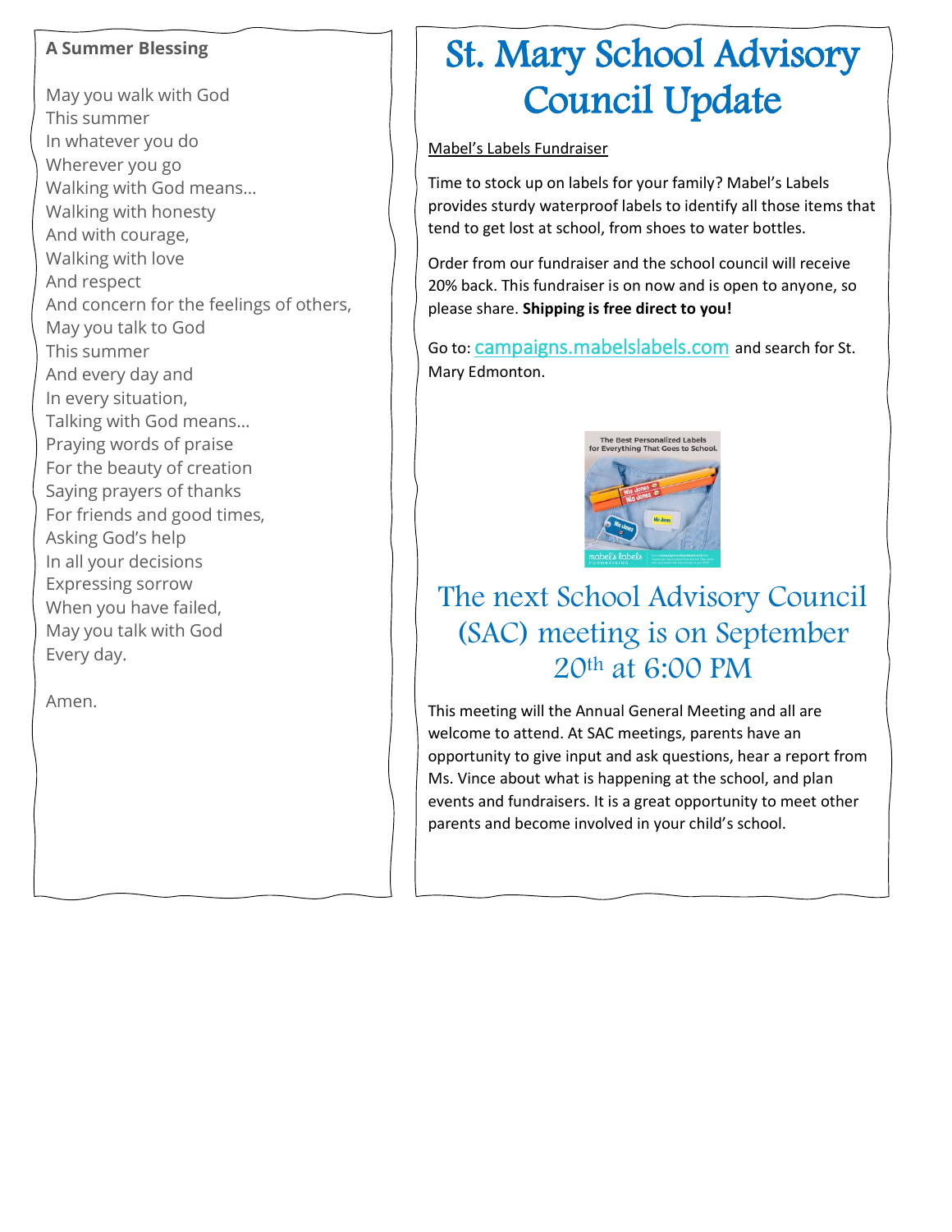**A Summer Blessing**

May you walk with God
This summer
In whatever you do
Wherever you go
Walking with God means…
Walking with honesty
And with courage,
Walking with love
And respect
And concern for the feelings of others,
May you talk to God
This summer
And every day and
In every situation,
Talking with God means…
Praying words of praise
For the beauty of creation
Saying prayers of thanks
For friends and good times,
Asking God's help
In all your decisions
Expressing sorrow
When you have failed,
May you talk with God
Every day.

Amen.

# St. Mary School Advisory Council Update

Mabel's Labels Fundraiser

Time to stock up on labels for your family? Mabel's Labels provides sturdy waterproof labels to identify all those items that tend to get lost at school, from shoes to water bottles.

Order from our fundraiser and the school council will receive 20% back. This fundraiser is on now and is open to anyone, so please share. **Shipping is free direct to you!**

Go to: campaigns.mabelslabels.com and search for St. Mary Edmonton.

## The next School Advisory Council (SAC) meeting is on September 20th at 6:00 PM

This meeting will the Annual General Meeting and all are welcome to attend. At SAC meetings, parents have an opportunity to give input and ask questions, hear a report from Ms. Vince about what is happening at the school, and plan events and fundraisers. It is a great opportunity to meet other parents and become involved in your child's school.